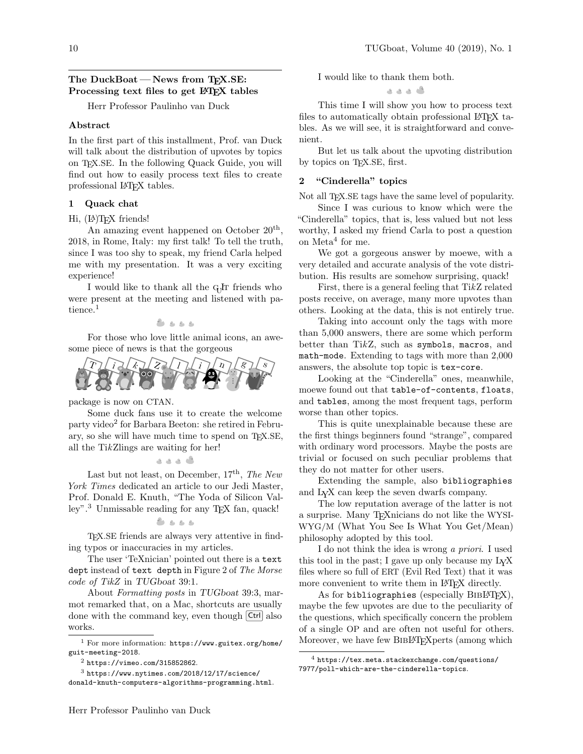## The DuckBoat — News from TEX.SE: Processing text files to get LATEX tables

Herr Professor Paulinho van Duck

### Abstract

In the first part of this installment, Prof. van Duck will talk about the distribution of upvotes by topics on TEX.SE. In the following Quack Guide, you will find out how to easily process text files to create professional LATEX tables.

### 1 Quack chat

Hi, (LA)TEX friends!

An amazing event happened on October 20th, 2018, in Rome, Italy: my first talk! To tell the truth, since I was too shy to speak, my friend Carla helped me with my presentation. It was a very exciting experience!

I would like to thank all the GUIT friends who were present at the meeting and listened with patience.[1]

For those who love little animal icons, an awesome piece of news is that the gorgeous TikZlings package is now on CTAN.

Some duck fans use it to create the welcome party video[2] for Barbara Beeton: she retired in February, so she will have much time to spend on TEX.SE, all the TikZlings are waiting for her!

Last but not least, on December, 17th, *The New York Times* dedicated an article to our Jedi Master, Prof. Donald E. Knuth, "The Yoda of Silicon Valley".[3] Unmissable reading for any TEX fan, quack!

TEX.SE friends are always very attentive in finding typos or inaccuracies in my articles.

The user 'TeXnician' pointed out there is a `text dept` instead of `text depth` in Figure 2 of *The Morse code of TikZ* in *TUGboat* 39:1.

About *Formatting posts* in *TUGboat* 39:3, marmot remarked that, on a Mac, shortcuts are usually done with the command key, even though Ctrl also works.

I would like to thank them both.

This time I will show you how to process text files to automatically obtain professional LATEX tables. As we will see, it is straightforward and convenient.

But let us talk about the upvoting distribution by topics on TEX.SE, first.

### 2 "Cinderella" topics

Not all TEX.SE tags have the same level of popularity.

Since I was curious to know which were the "Cinderella" topics, that is, less valued but not less worthy, I asked my friend Carla to post a question on Meta[4] for me.

We got a gorgeous answer by moewe, with a very detailed and accurate analysis of the vote distribution. His results are somehow surprising, quack!

First, there is a general feeling that TikZ related posts receive, on average, many more upvotes than others. Looking at the data, this is not entirely true.

Taking into account only the tags with more than 5,000 answers, there are some which perform better than TikZ, such as `symbols`, `macros`, and `math-mode`. Extending to tags with more than 2,000 answers, the absolute top topic is `tex-core`.

Looking at the "Cinderella" ones, meanwhile, moewe found out that `table-of-contents`, `floats`, and `tables`, among the most frequent tags, perform worse than other topics.

This is quite unexplainable because these are the first things beginners found "strange", compared with ordinary word processors. Maybe the posts are trivial or focused on such peculiar problems that they do not matter for other users.

Extending the sample, also `bibliographies` and LYX can keep the seven dwarfs company.

The low reputation average of the latter is not a surprise. Many TEXnicians do not like the WYSIWYG/M (What You See Is What You Get/Mean) philosophy adopted by this tool.

I do not think the idea is wrong *a priori*. I used this tool in the past; I gave up only because my LYX files where so full of ERT (Evil Red Text) that it was more convenient to write them in LATEX directly.

As for `bibliographies` (especially BIBLATEX), maybe the few upvotes are due to the peculiarity of the questions, which specifically concern the problem of a single OP and are often not useful for others. Moreover, we have few BIBLATEXperts (among which

---

[1] For more information: `https://www.guitex.org/home/guit-meeting-2018`.

[2] `https://vimeo.com/315852862`.

[3] `https://www.nytimes.com/2018/12/17/science/donald-knuth-computers-algorithms-programming.html`.

[4] `https://tex.meta.stackexchange.com/questions/7977/poll-which-are-the-cinderella-topics`.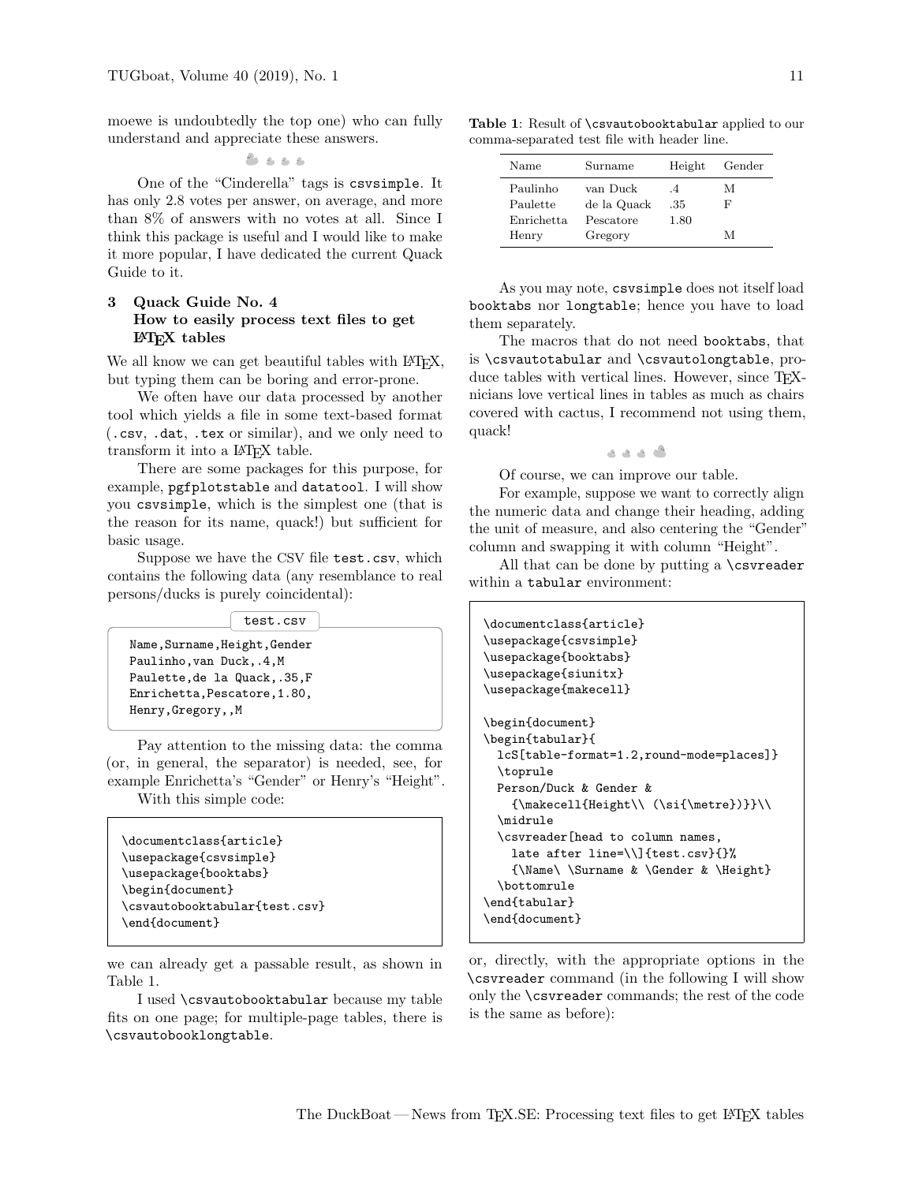moewe is undoubtedly the top one) who can fully understand and appreciate these answers.

One of the “Cinderella” tags is csvsimple. It has only 2.8 votes per answer, on average, and more than 8% of answers with no votes at all. Since I think this package is useful and I would like to make it more popular, I have dedicated the current Quack Guide to it.

## 3 Quack Guide No. 4 How to easily process text files to get LaTeX tables

We all know we can get beautiful tables with LaTeX, but typing them can be boring and error-prone.

We often have our data processed by another tool which yields a file in some text-based format (.csv, .dat, .tex or similar), and we only need to transform it into a LaTeX table.

There are some packages for this purpose, for example, pgfplotstable and datatool. I will show you csvsimple, which is the simplest one (that is the reason for its name, quack!) but sufficient for basic usage.

Suppose we have the CSV file test.csv, which contains the following data (any resemblance to real persons/ducks is purely coincidental):

test.csv

```
Name,Surname,Height,Gender
Paulinho,van Duck,.4,M
Paulette,de la Quack,.35,F
Enrichetta,Pescatore,1.80,
Henry,Gregory,,M
```

Pay attention to the missing data: the comma (or, in general, the separator) is needed, see, for example Enrichetta’s “Gender” or Henry’s “Height”.

With this simple code:

```
\documentclass{article}
\usepackage{csvsimple}
\usepackage{booktabs}
\begin{document}
\csvautobooktabular{test.csv}
\end{document}
```

we can already get a passable result, as shown in Table 1.

I used \csvautobooktabular because my table fits on one page; for multiple-page tables, there is \csvautobooklongtable.

**Table 1**: Result of \csvautobooktabular applied to our comma-separated test file with header line.

| Name | Surname | Height | Gender |
|---|---|---|---|
| Paulinho | van Duck | .4 | M |
| Paulette | de la Quack | .35 | F |
| Enrichetta | Pescatore | 1.80 | |
| Henry | Gregory | | M |

As you may note, csvsimple does not itself load booktabs nor longtable; hence you have to load them separately.

The macros that do not need booktabs, that is \csvautotabular and \csvautolongtable, produce tables with vertical lines. However, since TeXnicians love vertical lines in tables as much as chairs covered with cactus, I recommend not using them, quack!

Of course, we can improve our table.

For example, suppose we want to correctly align the numeric data and change their heading, adding the unit of measure, and also centering the “Gender” column and swapping it with column “Height”.

All that can be done by putting a \csvreader within a tabular environment:

```
\documentclass{article}
\usepackage{csvsimple}
\usepackage{booktabs}
\usepackage{siunitx}
\usepackage{makecell}

\begin{document}
\begin{tabular}{
  lcS[table-format=1.2,round-mode=places]}
  \toprule
  Person/Duck & Gender &
    {\makecell{Height\\ (\si{\metre})}}\\
  \midrule
  \csvreader[head to column names,
    late after line=\\]{test.csv}{}%
    {\Name\ \Surname & \Gender & \Height}
  \bottomrule
\end{tabular}
\end{document}
```

or, directly, with the appropriate options in the \csvreader command (in the following I will show only the \csvreader commands; the rest of the code is the same as before):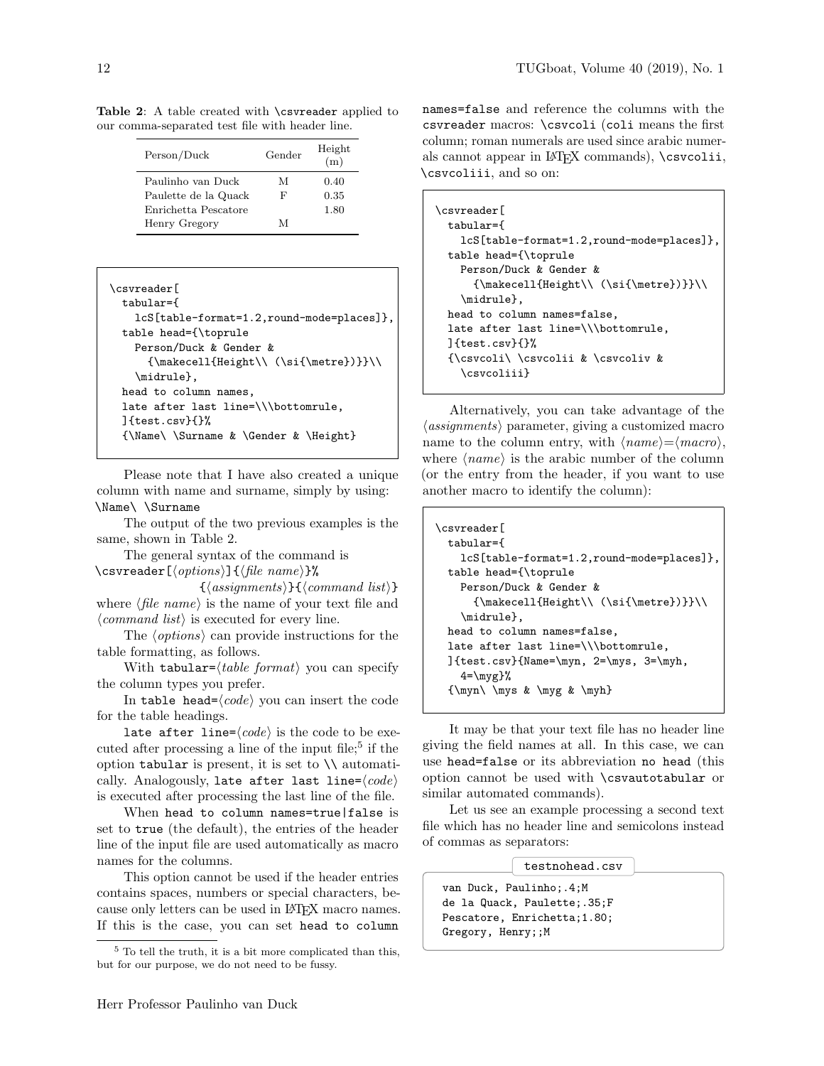**Table 2**: A table created with `\csvreader` applied to our comma-separated test file with header line.

| Person/Duck | Gender | Height (m) |
|---|---|---|
| Paulinho van Duck | M | 0.40 |
| Paulette de la Quack | F | 0.35 |
| Enrichetta Pescatore | | 1.80 |
| Henry Gregory | M | |

```
\csvreader[
  tabular={
    lcS[table-format=1.2,round-mode=places]},
  table head={\toprule
    Person/Duck & Gender &
      {\makecell{Height\\ (\si{\metre})}}\\
    \midrule},
  head to column names,
  late after last line=\\\bottomrule,
  ]{test.csv}{}%
  {\Name\ \Surname & \Gender & \Height}
```

Please note that I have also created a unique column with name and surname, simply by using: `\Name\ \Surname`

The output of the two previous examples is the same, shown in Table 2.

The general syntax of the command is
`\csvreader[`⟨*options*⟩`]{`⟨*file name*⟩`}%`
`{`⟨*assignments*⟩`}{`⟨*command list*⟩`}`
where ⟨*file name*⟩ is the name of your text file and ⟨*command list*⟩ is executed for every line.

The ⟨*options*⟩ can provide instructions for the table formatting, as follows.

With `tabular=`⟨*table format*⟩ you can specify the column types you prefer.

In `table head=`⟨*code*⟩ you can insert the code for the table headings.

`late after line=`⟨*code*⟩ is the code to be executed after processing a line of the input file;[5] if the option `tabular` is present, it is set to `\\` automatically. Analogously, `late after last line=`⟨*code*⟩ is executed after processing the last line of the file.

When `head to column names=true|false` is set to `true` (the default), the entries of the header line of the input file are used automatically as macro names for the columns.

This option cannot be used if the header entries contains spaces, numbers or special characters, because only letters can be used in LaTeX macro names. If this is the case, you can set `head to column names=false` and reference the columns with the `csvreader` macros: `\csvcoli` (`coli` means the first column; roman numerals are used since arabic numerals cannot appear in LaTeX commands), `\csvcolii`, `\csvcoliii`, and so on:

```
\csvreader[
  tabular={
    lcS[table-format=1.2,round-mode=places]},
  table head={\toprule
    Person/Duck & Gender &
      {\makecell{Height\\ (\si{\metre})}}\\
    \midrule},
  head to column names=false,
  late after last line=\\\bottomrule,
  ]{test.csv}{}%
  {\csvcoli\ \csvcolii & \csvcoliv &
    \csvcoliii}
```

Alternatively, you can take advantage of the ⟨*assignments*⟩ parameter, giving a customized macro name to the column entry, with ⟨*name*⟩=⟨*macro*⟩, where ⟨*name*⟩ is the arabic number of the column (or the entry from the header, if you want to use another macro to identify the column):

```
\csvreader[
  tabular={
    lcS[table-format=1.2,round-mode=places]},
  table head={\toprule
    Person/Duck & Gender &
      {\makecell{Height\\ (\si{\metre})}}\\
    \midrule},
  head to column names=false,
  late after last line=\\\bottomrule,
  ]{test.csv}{Name=\myn, 2=\mys, 3=\myh,
    4=\myg}%
  {\myn\ \mys & \myg & \myh}
```

It may be that your text file has no header line giving the field names at all. In this case, we can use `head=false` or its abbreviation `no head` (this option cannot be used with `\csvautotabular` or similar automated commands).

Let us see an example processing a second text file which has no header line and semicolons instead of commas as separators:

testnohead.csv

```
van Duck, Paulinho;.4;M
de la Quack, Paulette;.35;F
Pescatore, Enrichetta;1.80;
Gregory, Henry;;M
```

[5] To tell the truth, it is a bit more complicated than this, but for our purpose, we do not need to be fussy.

Herr Professor Paulinho van Duck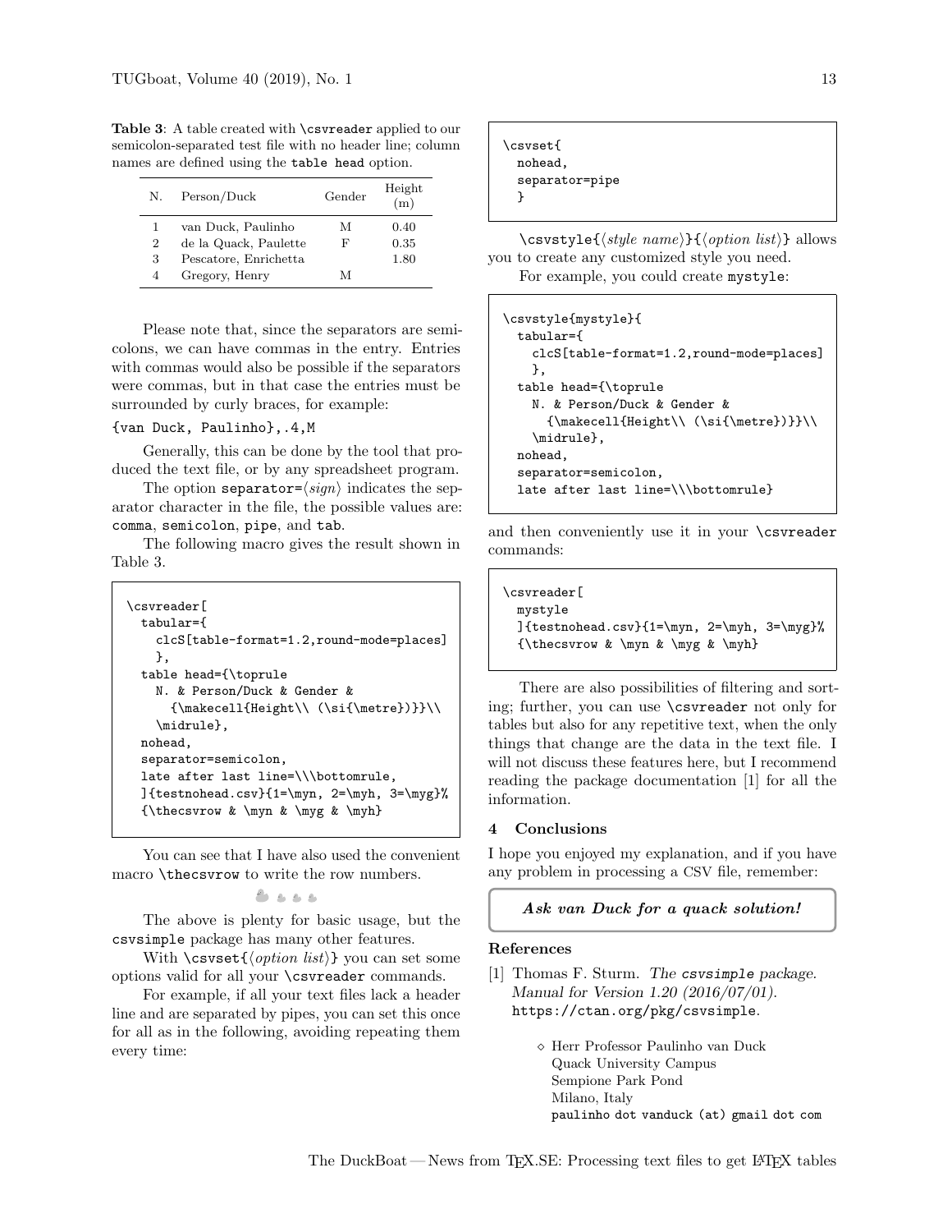**Table 3**: A table created with `\csvreader` applied to our semicolon-separated test file with no header line; column names are defined using the `table head` option.

| N. | Person/Duck | Gender | Height (m) |
|---|---|---|---|
| 1 | van Duck, Paulinho | M | 0.40 |
| 2 | de la Quack, Paulette | F | 0.35 |
| 3 | Pescatore, Enrichetta | | 1.80 |
| 4 | Gregory, Henry | M | |

Please note that, since the separators are semicolons, we can have commas in the entry. Entries with commas would also be possible if the separators were commas, but in that case the entries must be surrounded by curly braces, for example:

```
{van Duck, Paulinho},.4,M
```

Generally, this can be done by the tool that produced the text file, or by any spreadsheet program.

The option `separator=`⟨*sign*⟩ indicates the separator character in the file, the possible values are: `comma`, `semicolon`, `pipe`, and `tab`.

The following macro gives the result shown in Table 3.

```
\csvreader[
  tabular={
    clcS[table-format=1.2,round-mode=places]
    },
  table head={\toprule
    N. & Person/Duck & Gender &
      {\makecell{Height\\ (\si{\metre})}}\\
    \midrule},
  nohead,
  separator=semicolon,
  late after last line=\\\bottomrule,
  ]{testnohead.csv}{1=\myn, 2=\myh, 3=\myg}%
  {\thecsvrow & \myn & \myg & \myh}
```

You can see that I have also used the convenient macro `\thecsvrow` to write the row numbers.

The above is plenty for basic usage, but the `csvsimple` package has many other features.

With `\csvset{`⟨*option list*⟩`}` you can set some options valid for all your `\csvreader` commands.

For example, if all your text files lack a header line and are separated by pipes, you can set this once for all as in the following, avoiding repeating them every time:

```
\csvset{
  nohead,
  separator=pipe
  }
```

`\csvstyle{`⟨*style name*⟩`}{`⟨*option list*⟩`}` allows you to create any customized style you need.

For example, you could create `mystyle`:

```
\csvstyle{mystyle}{
  tabular={
    clcS[table-format=1.2,round-mode=places]
    },
  table head={\toprule
    N. & Person/Duck & Gender &
      {\makecell{Height\\ (\si{\metre})}}\\
    \midrule},
  nohead,
  separator=semicolon,
  late after last line=\\\bottomrule}
```

and then conveniently use it in your `\csvreader` commands:

```
\csvreader[
  mystyle
  ]{testnohead.csv}{1=\myn, 2=\myh, 3=\myg}%
  {\thecsvrow & \myn & \myg & \myh}
```

There are also possibilities of filtering and sorting; further, you can use `\csvreader` not only for tables but also for any repetitive text, when the only things that change are the data in the text file. I will not discuss these features here, but I recommend reading the package documentation [1] for all the information.

## 4 Conclusions

I hope you enjoyed my explanation, and if you have any problem in processing a CSV file, remember:

***Ask van Duck for a quack solution!***

## References

[1] Thomas F. Sturm. *The* `csvsimple` *package. Manual for Version 1.20 (2016/07/01).* `https://ctan.org/pkg/csvsimple`.

◇ Herr Professor Paulinho van Duck
Quack University Campus
Sempione Park Pond
Milano, Italy
`paulinho dot vanduck (at) gmail dot com`